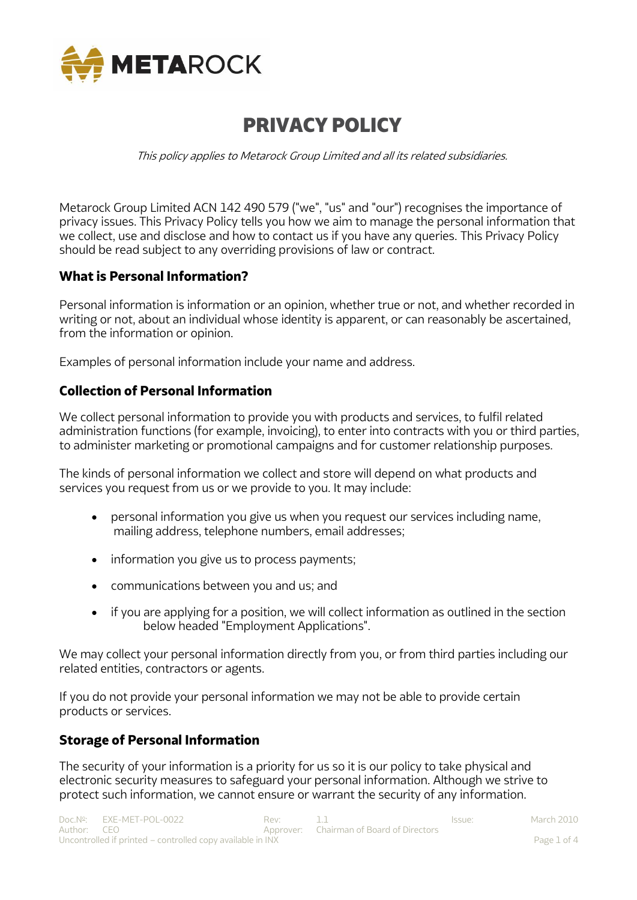# PRIVACY POLICY

*This policy applies to Metarock Group Limited and all its related subsidiaries.*

Metarock Group Limited ACN 142 490 579 ("we", "us" and "our") recognises the importance of privacy issues. This Privacy Policy tells you how we aim to manage the personal information that we collect, use and disclose and how to contact us if you have any queries. This Privacy Policy should be read subject to any overriding provisions of law or contract.

## What is Personal Information?

Personal information is information or an opinion, whether true or not, and whether recorded in writing or not, about an individual whose identity is apparent, or can reasonably be ascertained, from the information or opinion.

Examples of personal information include your name and address.

## Collection of Personal Information

We collect personal information to provide you with products and services, to fulfil related administration functions (for example, invoicing), to enter into contracts with you or third parties, to administer marketing or promotional campaigns and for customer relationship purposes.

The kinds of personal information we collect and store will depend on what products and services you request from us or we provide to you. It may include:

- personal information you give us when you request our services including name, mailing address, telephone numbers, email addresses;
- information you give us to process payments;
- communications between you and us; and
- if you are applying for a position, we will collect information as outlined in the section below headed "Employment Applications".

We may collect your personal information directly from you, or from third parties including our related entities, contractors or agents.

If you do not provide your personal information we may not be able to provide certain products or services.

## Storage of Personal Information

The security of your information is a priority for us so it is our policy to take physical and electronic security measures to safeguard your personal information. Although we strive to protect such information, we cannot ensure or warrant the security of any information.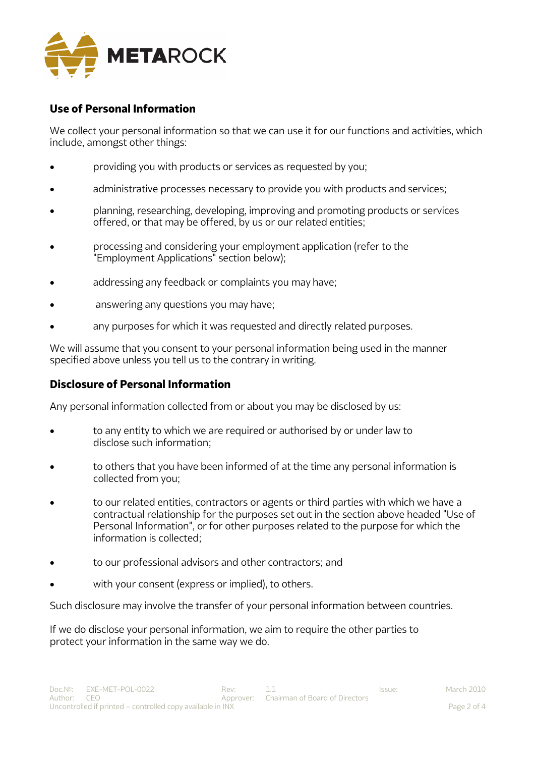## Use of Personal Information

We collect your personal information so that we can use it for our functions and activities, which include, amongst other things:

- providing you with products or services as requested by you;
- administrative processes necessary to provide you with products and services;
- planning, researching, developing, improving and promoting products or services offered, or that may be offered, by us or our related entities;
- processing and considering your employment application (refer to the "Employment Applications" section below);
- addressing any feedback or complaints you may have;
- answering any questions you may have;
- any purposes for which it was requested and directly related purposes.

We will assume that you consent to your personal information being used in the manner specified above unless you tell us to the contrary in writing.

## Disclosure of Personal Information

Any personal information collected from or about you may be disclosed by us:

- to any entity to which we are required or authorised by or under law to disclose such information;
- to others that you have been informed of at the time any personal information is collected from you;
- to our related entities, contractors or agents or third parties with which we have a contractual relationship for the purposes set out in the section above headed "Use of Personal Information", or for other purposes related to the purpose for which the information is collected;
- to our professional advisors and other contractors; and
- with your consent (express or implied), to others.

Such disclosure may involve the transfer of your personal information between countries.

If we do disclose your personal information, we aim to require the other parties to protect your information in the same way we do.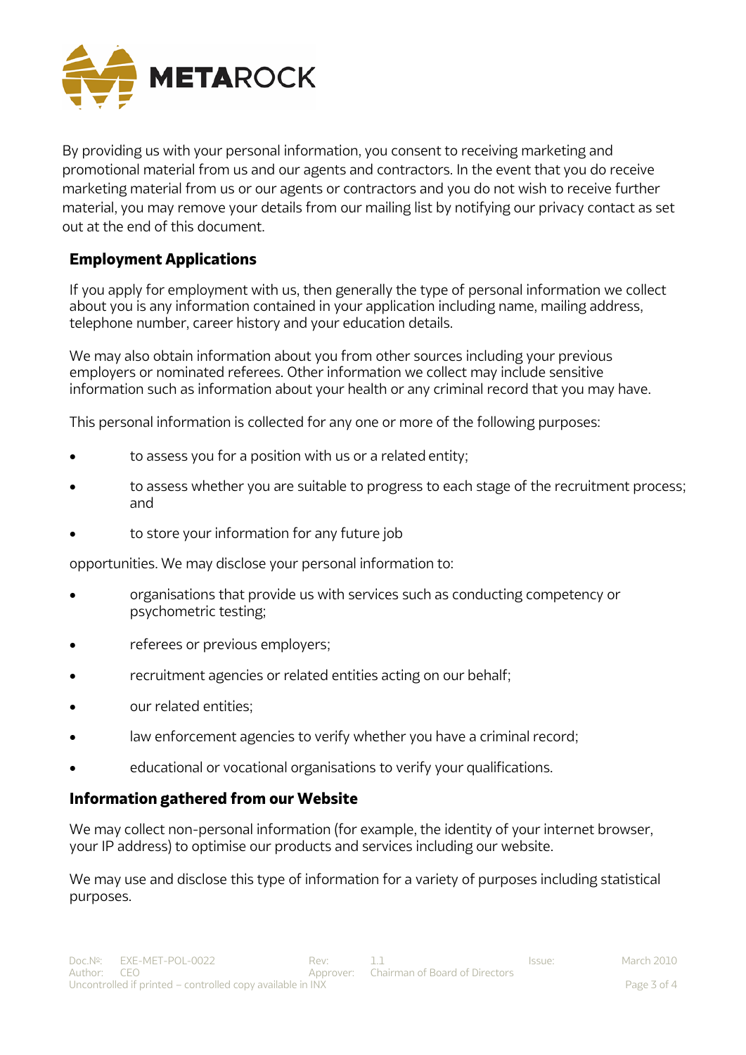By providing us with your personal information, you consent to receiving marketing and promotional material from us and our agents and contractors. In the event that you do receive marketing material from us or our agents or contractors and you do not wish to receive further material, you may remove your details from our mailing list by notifying our privacy contact as set out at the end of this document.

## Employment Applications

If you apply for employment with us, then generally the type of personal information we collect about you is any information contained in your application including name, mailing address, telephone number, career history and your education details.

We may also obtain information about you from other sources including your previous employers or nominated referees. Other information we collect may include sensitive information such as information about your health or any criminal record that you may have.

This personal information is collected for any one or more of the following purposes:

- to assess you for a position with us or a related entity;
- to assess whether you are suitable to progress to each stage of the recruitment process; and
- to store your information for any future job

opportunities. We may disclose your personal information to:

- organisations that provide us with services such as conducting competency or psychometric testing;
- referees or previous employers;
- recruitment agencies or related entities acting on our behalf;
- our related entities;
- law enforcement agencies to verify whether you have a criminal record;
- educational or vocational organisations to verify your qualifications.

## Information gathered from our Website

We may collect non-personal information (for example, the identity of your internet browser, your IP address) to optimise our products and services including our website.

We may use and disclose this type of information for a variety of purposes including statistical purposes.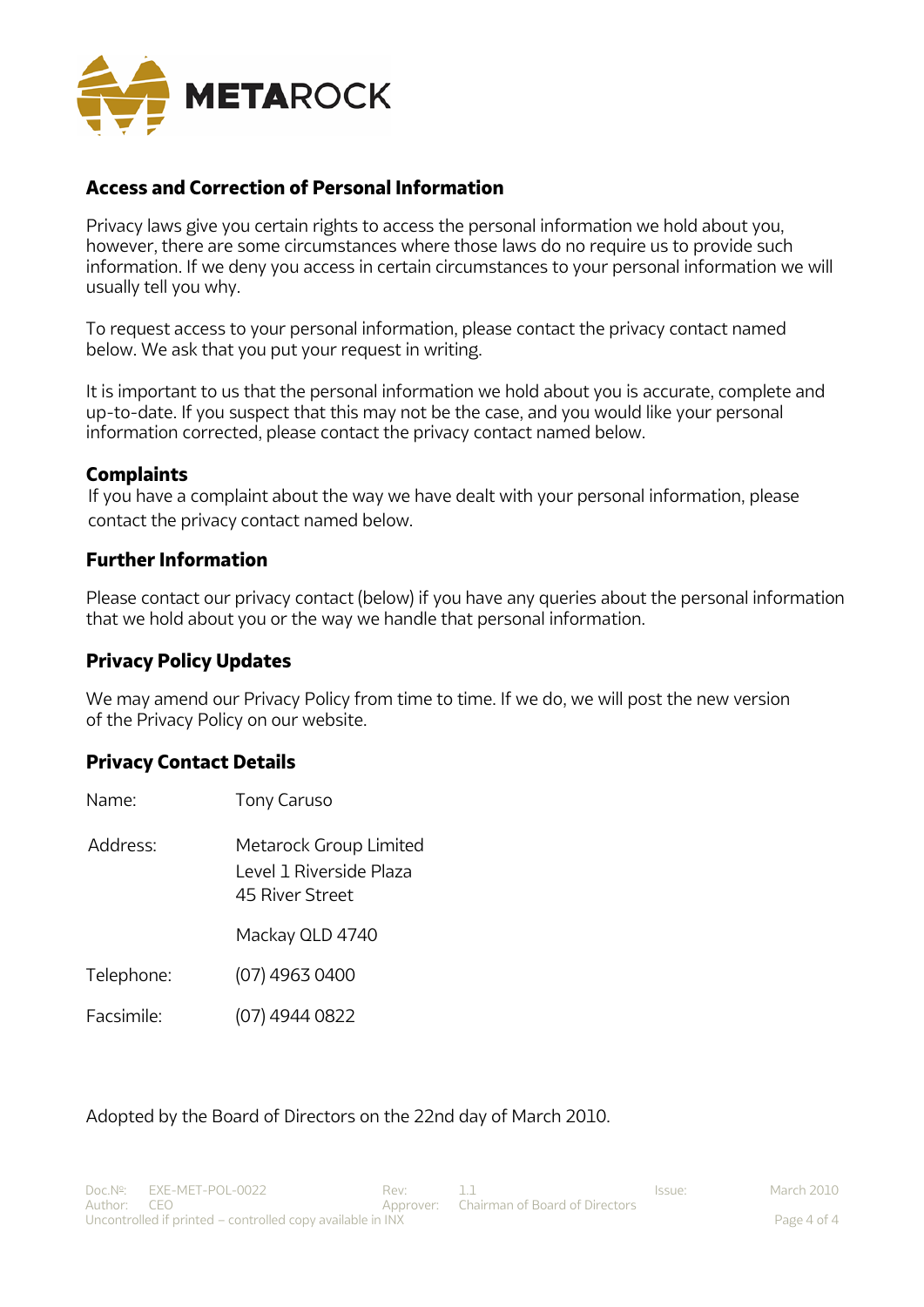## Access and Correction of Personal Information

Privacy laws give you certain rights to access the personal information we hold about you, however, there are some circumstances where those laws do no require us to provide such information. If we deny you access in certain circumstances to your personal information we will usually tell you why.

To request access to your personal information, please contact the privacy contact named below. We ask that you put your request in writing.

It is important to us that the personal information we hold about you is accurate, complete and up-to-date. If you suspect that this may not be the case, and you would like your personal information corrected, please contact the privacy contact named below.

## Complaints

If you have a complaint about the way we have dealt with your personal information, please contact the privacy contact named below.

## Further Information

Please contact our privacy contact (below) if you have any queries about the personal information that we hold about you or the way we handle that personal information.

## Privacy Policy Updates

We may amend our Privacy Policy from time to time. If we do, we will post the new version of the Privacy Policy on our website.

## Privacy Contact Details

| | |
|---|---|
| Name: | Tony Caruso |
| Address: | Metarock Group Limited<br>Level 1 Riverside Plaza<br>45 River Street<br><br>Mackay QLD 4740 |
| Telephone: | (07) 4963 0400 |
| Facsimile: | (07) 4944 0822 |

Adopted by the Board of Directors on the 22nd day of March 2010.

Doc.№: EXE-MET-POL-0022 Rev: 1.1 Issue: March 2010
Author: CEO Approver: Chairman of Board of Directors
Uncontrolled if printed – controlled copy available in INX